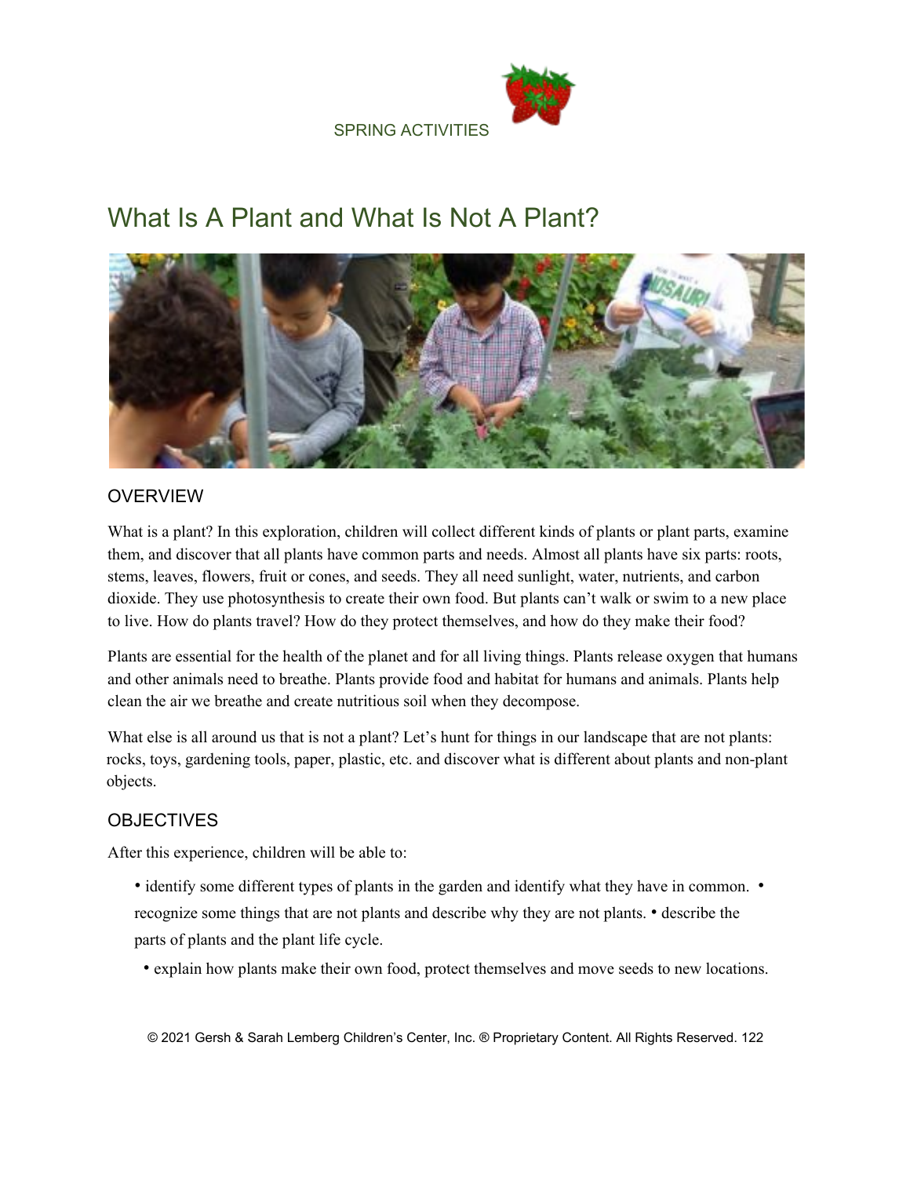SPRING ACTIVITIES

# What Is A Plant and What Is Not A Plant?

## OVERVIEW

What is a plant? In this exploration, children will collect different kinds of plants or plant parts, examine them, and discover that all plants have common parts and needs. Almost all plants have six parts: roots, stems, leaves, flowers, fruit or cones, and seeds. They all need sunlight, water, nutrients, and carbon dioxide. They use photosynthesis to create their own food. But plants can't walk or swim to a new place to live. How do plants travel? How do they protect themselves, and how do they make their food?

Plants are essential for the health of the planet and for all living things. Plants release oxygen that humans and other animals need to breathe. Plants provide food and habitat for humans and animals. Plants help clean the air we breathe and create nutritious soil when they decompose.

What else is all around us that is not a plant? Let's hunt for things in our landscape that are not plants: rocks, toys, gardening tools, paper, plastic, etc. and discover what is different about plants and non-plant objects.

## OBJECTIVES

After this experience, children will be able to:

- identify some different types of plants in the garden and identify what they have in common.
- recognize some things that are not plants and describe why they are not plants.
- describe the parts of plants and the plant life cycle.
- explain how plants make their own food, protect themselves and move seeds to new locations.

© 2021 Gersh & Sarah Lemberg Children's Center, Inc. ® Proprietary Content. All Rights Reserved.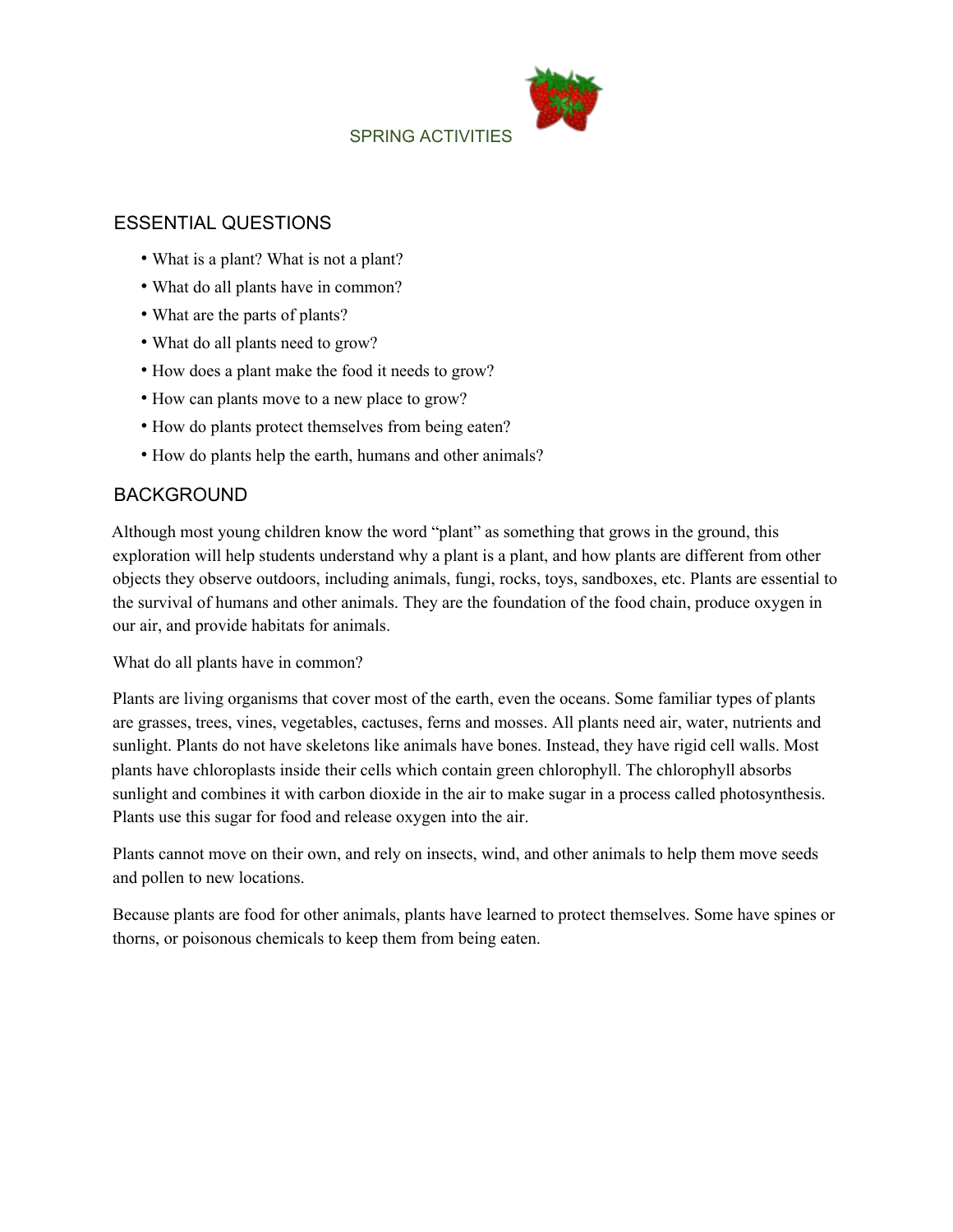# SPRING ACTIVITIES

## ESSENTIAL QUESTIONS

- What is a plant? What is not a plant?
- What do all plants have in common?
- What are the parts of plants?
- What do all plants need to grow?
- How does a plant make the food it needs to grow?
- How can plants move to a new place to grow?
- How do plants protect themselves from being eaten?
- How do plants help the earth, humans and other animals?

## BACKGROUND

Although most young children know the word "plant" as something that grows in the ground, this exploration will help students understand why a plant is a plant, and how plants are different from other objects they observe outdoors, including animals, fungi, rocks, toys, sandboxes, etc. Plants are essential to the survival of humans and other animals. They are the foundation of the food chain, produce oxygen in our air, and provide habitats for animals.

What do all plants have in common?

Plants are living organisms that cover most of the earth, even the oceans. Some familiar types of plants are grasses, trees, vines, vegetables, cactuses, ferns and mosses. All plants need air, water, nutrients and sunlight. Plants do not have skeletons like animals have bones. Instead, they have rigid cell walls. Most plants have chloroplasts inside their cells which contain green chlorophyll. The chlorophyll absorbs sunlight and combines it with carbon dioxide in the air to make sugar in a process called photosynthesis. Plants use this sugar for food and release oxygen into the air.

Plants cannot move on their own, and rely on insects, wind, and other animals to help them move seeds and pollen to new locations.

Because plants are food for other animals, plants have learned to protect themselves. Some have spines or thorns, or poisonous chemicals to keep them from being eaten.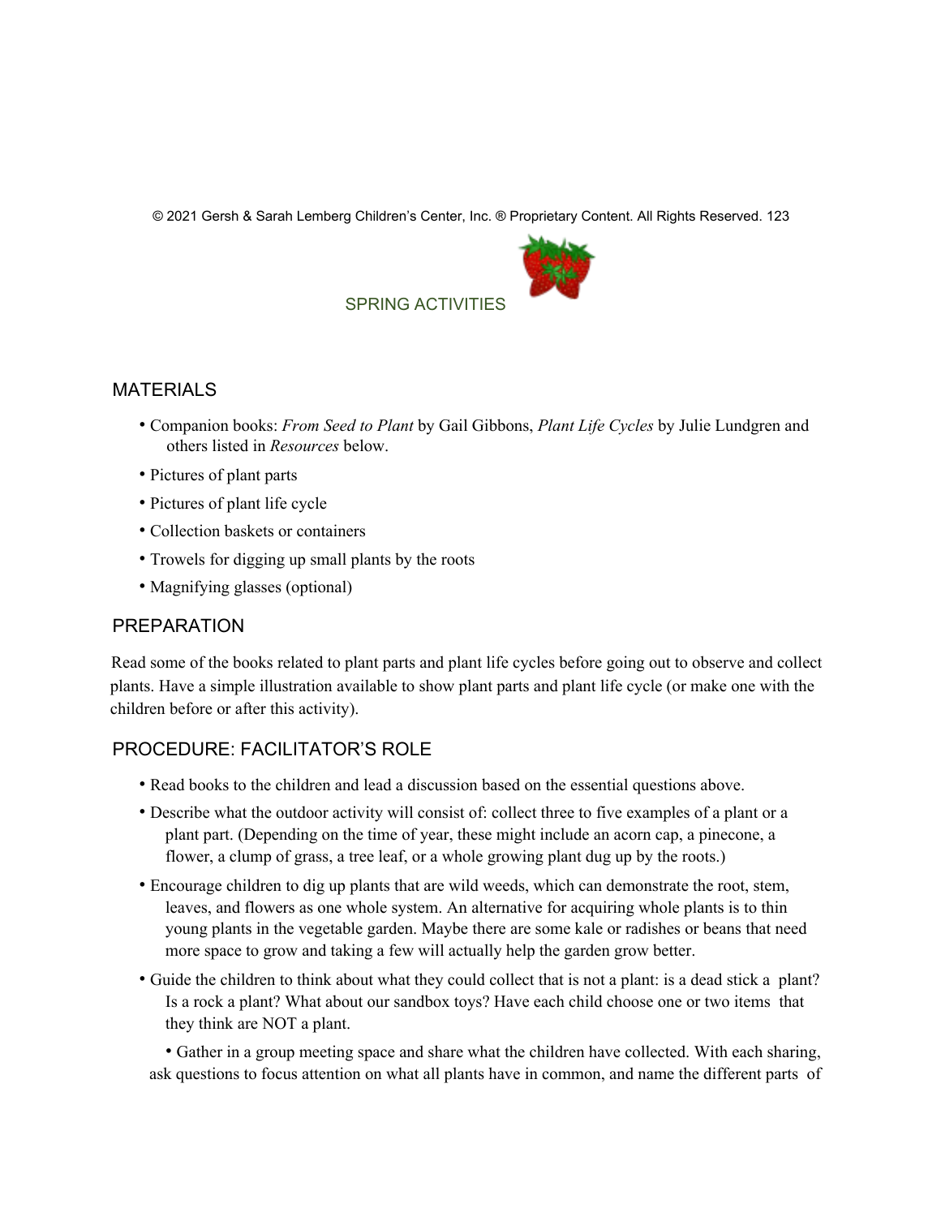SPRING ACTIVITIES

## MATERIALS

- Companion books: *From Seed to Plant* by Gail Gibbons, *Plant Life Cycles* by Julie Lundgren and others listed in *Resources* below.
- Pictures of plant parts
- Pictures of plant life cycle
- Collection baskets or containers
- Trowels for digging up small plants by the roots
- Magnifying glasses (optional)

## PREPARATION

Read some of the books related to plant parts and plant life cycles before going out to observe and collect plants. Have a simple illustration available to show plant parts and plant life cycle (or make one with the children before or after this activity).

## PROCEDURE: FACILITATOR'S ROLE

- Read books to the children and lead a discussion based on the essential questions above.
- Describe what the outdoor activity will consist of: collect three to five examples of a plant or a plant part. (Depending on the time of year, these might include an acorn cap, a pinecone, a flower, a clump of grass, a tree leaf, or a whole growing plant dug up by the roots.)
- Encourage children to dig up plants that are wild weeds, which can demonstrate the root, stem, leaves, and flowers as one whole system. An alternative for acquiring whole plants is to thin young plants in the vegetable garden. Maybe there are some kale or radishes or beans that need more space to grow and taking a few will actually help the garden grow better.
- Guide the children to think about what they could collect that is not a plant: is a dead stick a plant? Is a rock a plant? What about our sandbox toys? Have each child choose one or two items that they think are NOT a plant.
- Gather in a group meeting space and share what the children have collected. With each sharing, ask questions to focus attention on what all plants have in common, and name the different parts of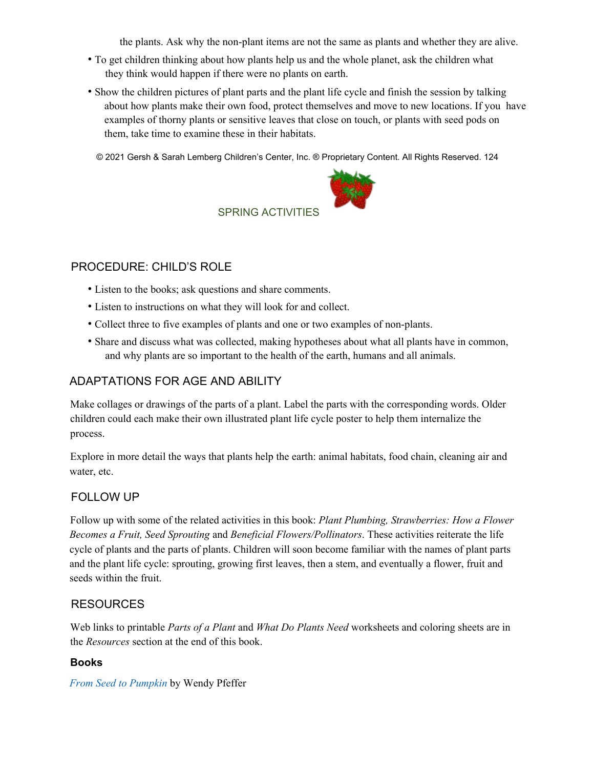the plants. Ask why the non-plant items are not the same as plants and whether they are alive.

- To get children thinking about how plants help us and the whole planet, ask the children what they think would happen if there were no plants on earth.
- Show the children pictures of plant parts and the plant life cycle and finish the session by talking about how plants make their own food, protect themselves and move to new locations. If you have examples of thorny plants or sensitive leaves that close on touch, or plants with seed pods on them, take time to examine these in their habitats.

## PROCEDURE: CHILD'S ROLE

- Listen to the books; ask questions and share comments.
- Listen to instructions on what they will look for and collect.
- Collect three to five examples of plants and one or two examples of non-plants.
- Share and discuss what was collected, making hypotheses about what all plants have in common, and why plants are so important to the health of the earth, humans and all animals.

## ADAPTATIONS FOR AGE AND ABILITY

Make collages or drawings of the parts of a plant. Label the parts with the corresponding words. Older children could each make their own illustrated plant life cycle poster to help them internalize the process.

Explore in more detail the ways that plants help the earth: animal habitats, food chain, cleaning air and water, etc.

## FOLLOW UP

Follow up with some of the related activities in this book: *Plant Plumbing, Strawberries: How a Flower Becomes a Fruit, Seed Sprouting* and *Beneficial Flowers/Pollinators*. These activities reiterate the life cycle of plants and the parts of plants. Children will soon become familiar with the names of plant parts and the plant life cycle: sprouting, growing first leaves, then a stem, and eventually a flower, fruit and seeds within the fruit.

## RESOURCES

Web links to printable *Parts of a Plant* and *What Do Plants Need* worksheets and coloring sheets are in the *Resources* section at the end of this book.

### Books

*From Seed to Pumpkin* by Wendy Pfeffer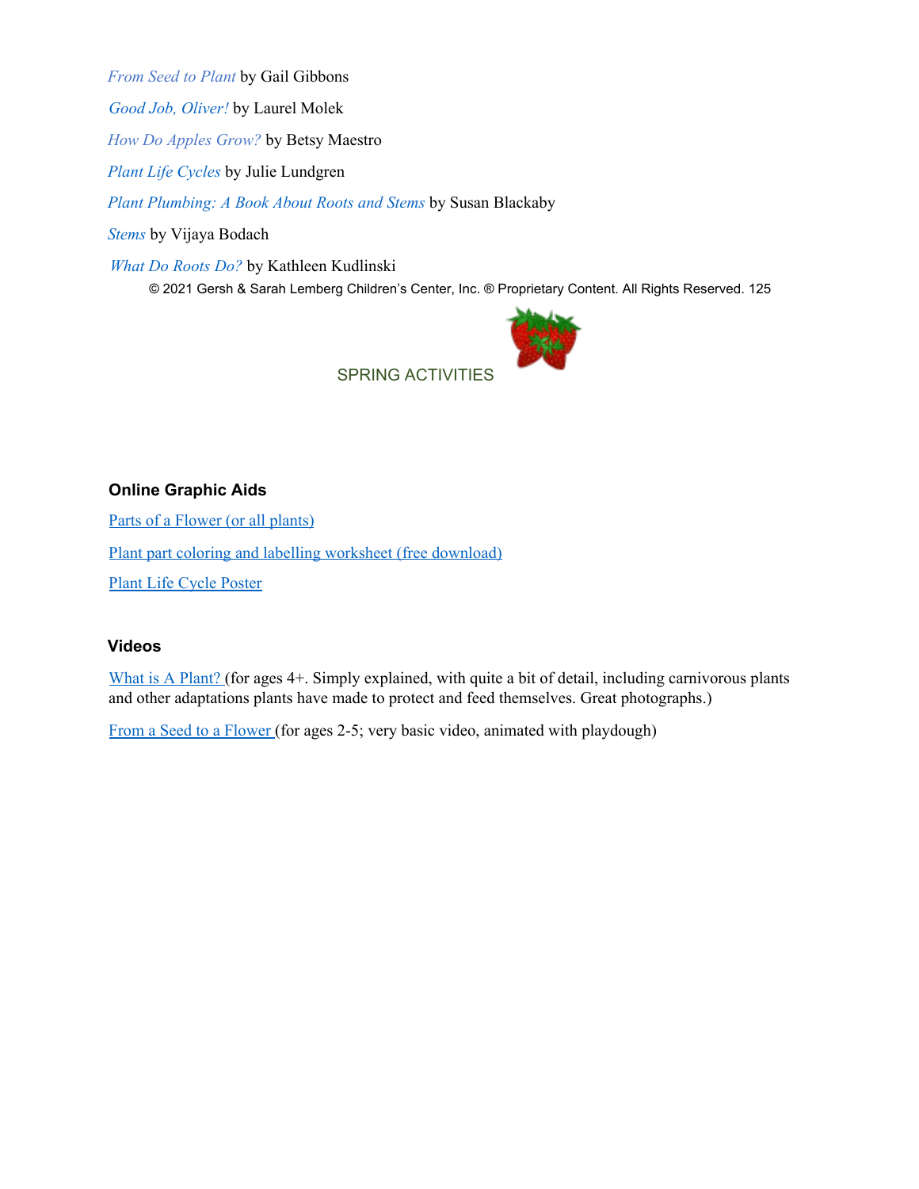*From Seed to Plant* by Gail Gibbons

*Good Job, Oliver!* by Laurel Molek

*How Do Apples Grow?* by Betsy Maestro

*Plant Life Cycles* by Julie Lundgren

*Plant Plumbing: A Book About Roots and Stems* by Susan Blackaby

*Stems* by Vijaya Bodach

*What Do Roots Do?* by Kathleen Kudlinski

### Online Graphic Aids

Parts of a Flower (or all plants)

Plant part coloring and labelling worksheet (free download)

Plant Life Cycle Poster

### Videos

What is A Plant? (for ages 4+. Simply explained, with quite a bit of detail, including carnivorous plants and other adaptations plants have made to protect and feed themselves. Great photographs.)

From a Seed to a Flower (for ages 2-5; very basic video, animated with playdough)